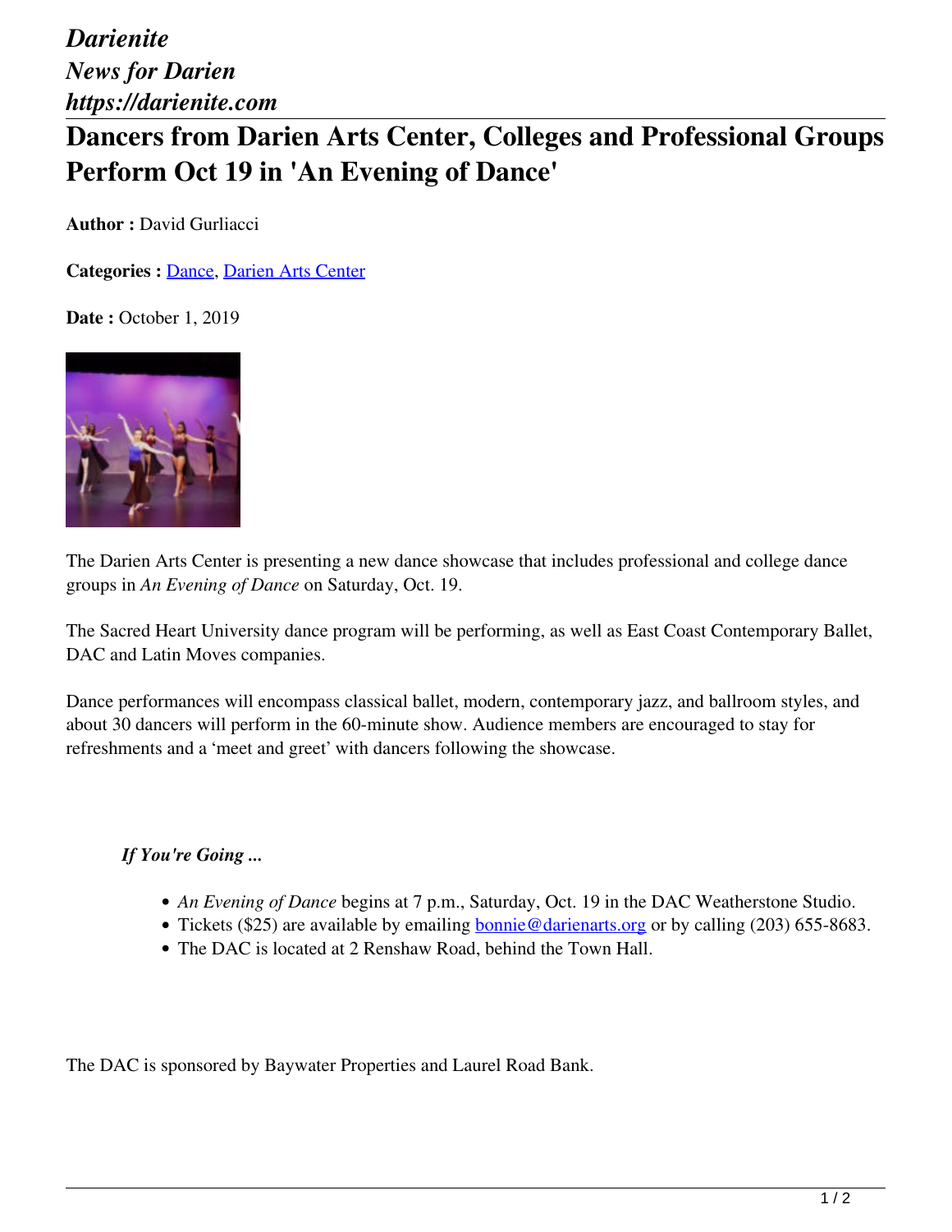*Darienite*
*News for Darien*
*https://darienite.com*

# Dancers from Darien Arts Center, Colleges and Professional Groups Perform Oct 19 in 'An Evening of Dance'

**Author :** David Gurliacci

**Categories :** Dance, Darien Arts Center

**Date :** October 1, 2019

The Darien Arts Center is presenting a new dance showcase that includes professional and college dance groups in *An Evening of Dance* on Saturday, Oct. 19.

The Sacred Heart University dance program will be performing, as well as East Coast Contemporary Ballet, DAC and Latin Moves companies.

Dance performances will encompass classical ballet, modern, contemporary jazz, and ballroom styles, and about 30 dancers will perform in the 60-minute show. Audience members are encouraged to stay for refreshments and a 'meet and greet' with dancers following the showcase.

***If You're Going ...***

- *An Evening of Dance* begins at 7 p.m., Saturday, Oct. 19 in the DAC Weatherstone Studio.
- Tickets ($25) are available by emailing bonnie@darienarts.org or by calling (203) 655-8683.
- The DAC is located at 2 Renshaw Road, behind the Town Hall.

The DAC is sponsored by Baywater Properties and Laurel Road Bank.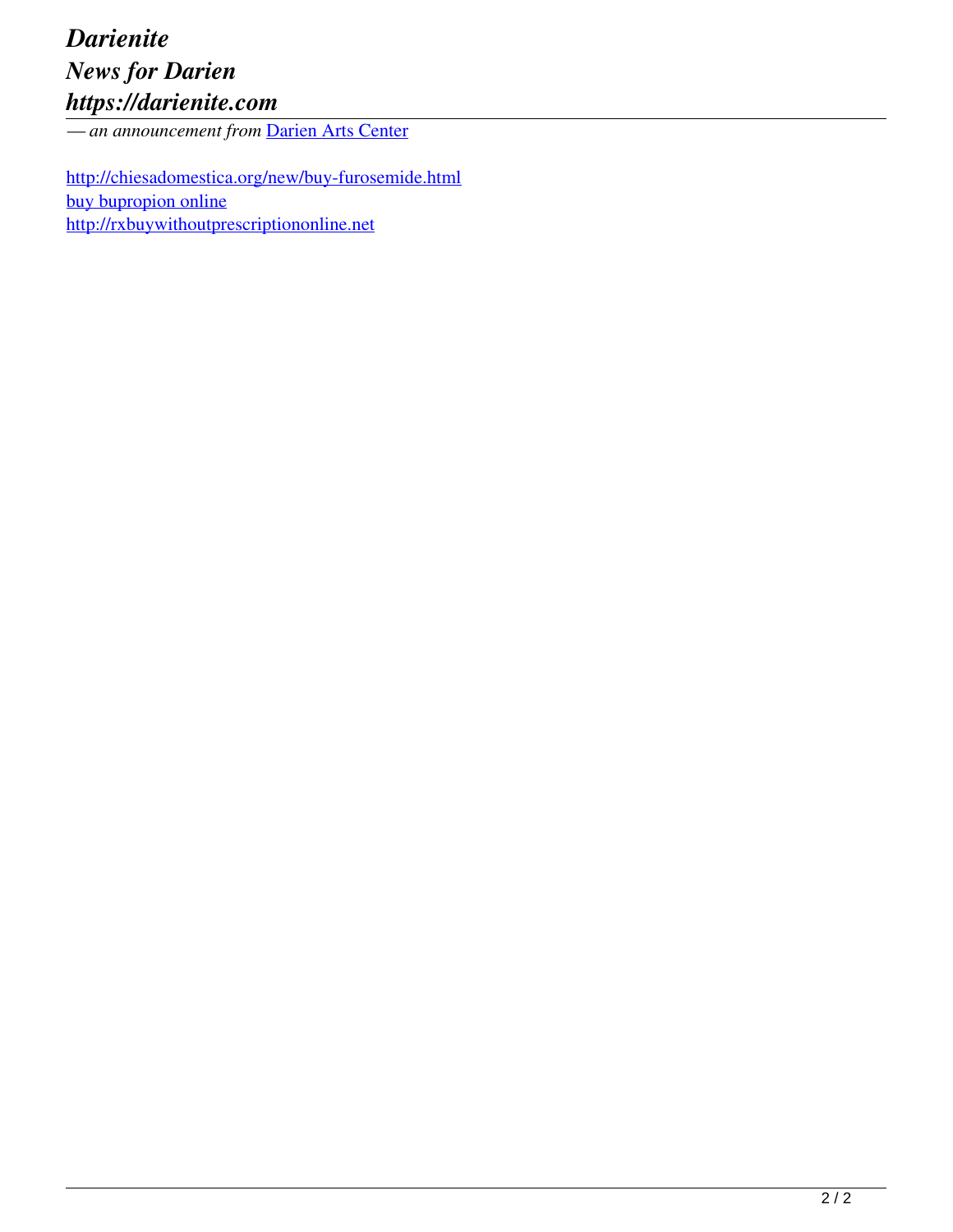*— an announcement from* [Darien Arts Center]

http://chiesadomestica.org/new/buy-furosemide.html
buy bupropion online
http://rxbuywithoutprescriptiononline.net